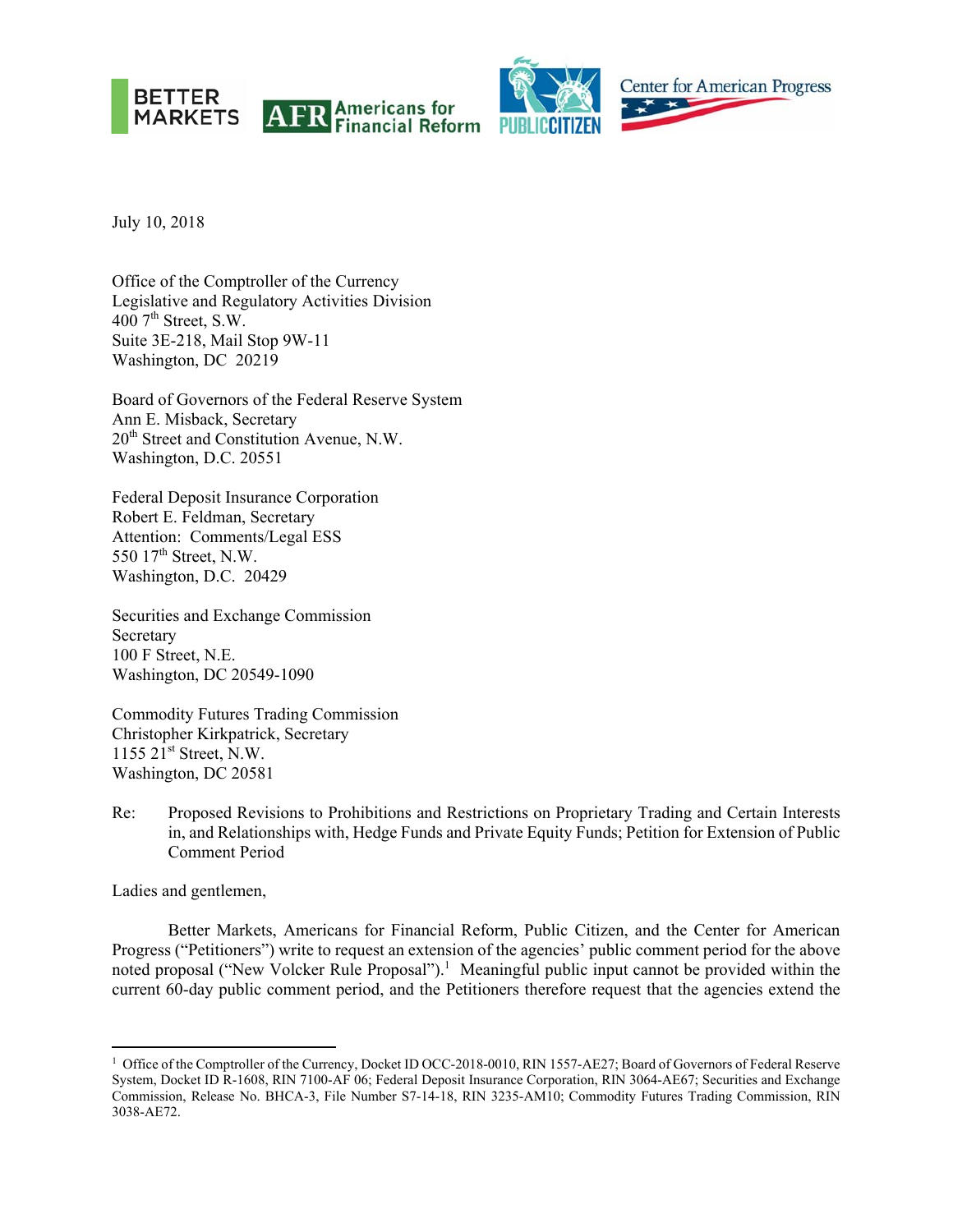BETTER MARKETS AFR Americans for Financial Reform PUBLIC CITIZEN Center for American Progress

July 10, 2018

Office of the Comptroller of the Currency
Legislative and Regulatory Activities Division
400 7th Street, S.W.
Suite 3E-218, Mail Stop 9W-11
Washington, DC 20219

Board of Governors of the Federal Reserve System
Ann E. Misback, Secretary
20th Street and Constitution Avenue, N.W.
Washington, D.C. 20551

Federal Deposit Insurance Corporation
Robert E. Feldman, Secretary
Attention: Comments/Legal ESS
550 17th Street, N.W.
Washington, D.C. 20429

Securities and Exchange Commission
Secretary
100 F Street, N.E.
Washington, DC 20549-1090

Commodity Futures Trading Commission
Christopher Kirkpatrick, Secretary
1155 21st Street, N.W.
Washington, DC 20581

Re: Proposed Revisions to Prohibitions and Restrictions on Proprietary Trading and Certain Interests in, and Relationships with, Hedge Funds and Private Equity Funds; Petition for Extension of Public Comment Period

Ladies and gentlemen,

Better Markets, Americans for Financial Reform, Public Citizen, and the Center for American Progress ("Petitioners") write to request an extension of the agencies' public comment period for the above noted proposal ("New Volcker Rule Proposal").[1] Meaningful public input cannot be provided within the current 60-day public comment period, and the Petitioners therefore request that the agencies extend the

---

[1] Office of the Comptroller of the Currency, Docket ID OCC-2018-0010, RIN 1557-AE27; Board of Governors of Federal Reserve System, Docket ID R-1608, RIN 7100-AF 06; Federal Deposit Insurance Corporation, RIN 3064-AE67; Securities and Exchange Commission, Release No. BHCA-3, File Number S7-14-18, RIN 3235-AM10; Commodity Futures Trading Commission, RIN 3038-AE72.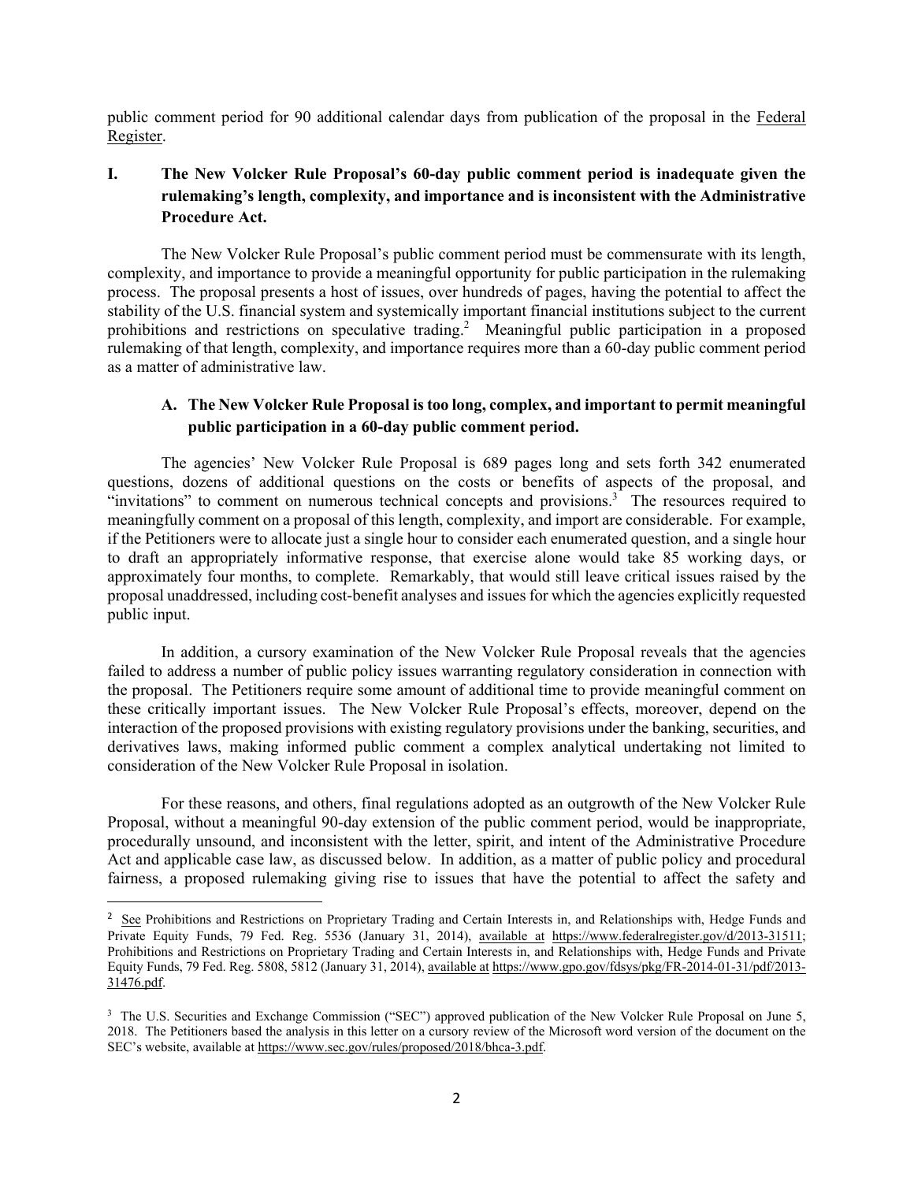public comment period for 90 additional calendar days from publication of the proposal in the Federal Register.

## I. The New Volcker Rule Proposal's 60-day public comment period is inadequate given the rulemaking's length, complexity, and importance and is inconsistent with the Administrative Procedure Act.

The New Volcker Rule Proposal's public comment period must be commensurate with its length, complexity, and importance to provide a meaningful opportunity for public participation in the rulemaking process. The proposal presents a host of issues, over hundreds of pages, having the potential to affect the stability of the U.S. financial system and systemically important financial institutions subject to the current prohibitions and restrictions on speculative trading.[2] Meaningful public participation in a proposed rulemaking of that length, complexity, and importance requires more than a 60-day public comment period as a matter of administrative law.

### A. The New Volcker Rule Proposal is too long, complex, and important to permit meaningful public participation in a 60-day public comment period.

The agencies' New Volcker Rule Proposal is 689 pages long and sets forth 342 enumerated questions, dozens of additional questions on the costs or benefits of aspects of the proposal, and "invitations" to comment on numerous technical concepts and provisions.[3] The resources required to meaningfully comment on a proposal of this length, complexity, and import are considerable. For example, if the Petitioners were to allocate just a single hour to consider each enumerated question, and a single hour to draft an appropriately informative response, that exercise alone would take 85 working days, or approximately four months, to complete. Remarkably, that would still leave critical issues raised by the proposal unaddressed, including cost-benefit analyses and issues for which the agencies explicitly requested public input.

In addition, a cursory examination of the New Volcker Rule Proposal reveals that the agencies failed to address a number of public policy issues warranting regulatory consideration in connection with the proposal. The Petitioners require some amount of additional time to provide meaningful comment on these critically important issues. The New Volcker Rule Proposal's effects, moreover, depend on the interaction of the proposed provisions with existing regulatory provisions under the banking, securities, and derivatives laws, making informed public comment a complex analytical undertaking not limited to consideration of the New Volcker Rule Proposal in isolation.

For these reasons, and others, final regulations adopted as an outgrowth of the New Volcker Rule Proposal, without a meaningful 90-day extension of the public comment period, would be inappropriate, procedurally unsound, and inconsistent with the letter, spirit, and intent of the Administrative Procedure Act and applicable case law, as discussed below. In addition, as a matter of public policy and procedural fairness, a proposed rulemaking giving rise to issues that have the potential to affect the safety and

---

[2] See Prohibitions and Restrictions on Proprietary Trading and Certain Interests in, and Relationships with, Hedge Funds and Private Equity Funds, 79 Fed. Reg. 5536 (January 31, 2014), available at https://www.federalregister.gov/d/2013-31511; Prohibitions and Restrictions on Proprietary Trading and Certain Interests in, and Relationships with, Hedge Funds and Private Equity Funds, 79 Fed. Reg. 5808, 5812 (January 31, 2014), available at https://www.gpo.gov/fdsys/pkg/FR-2014-01-31/pdf/2013-31476.pdf.

[3] The U.S. Securities and Exchange Commission ("SEC") approved publication of the New Volcker Rule Proposal on June 5, 2018. The Petitioners based the analysis in this letter on a cursory review of the Microsoft word version of the document on the SEC's website, available at https://www.sec.gov/rules/proposed/2018/bhca-3.pdf.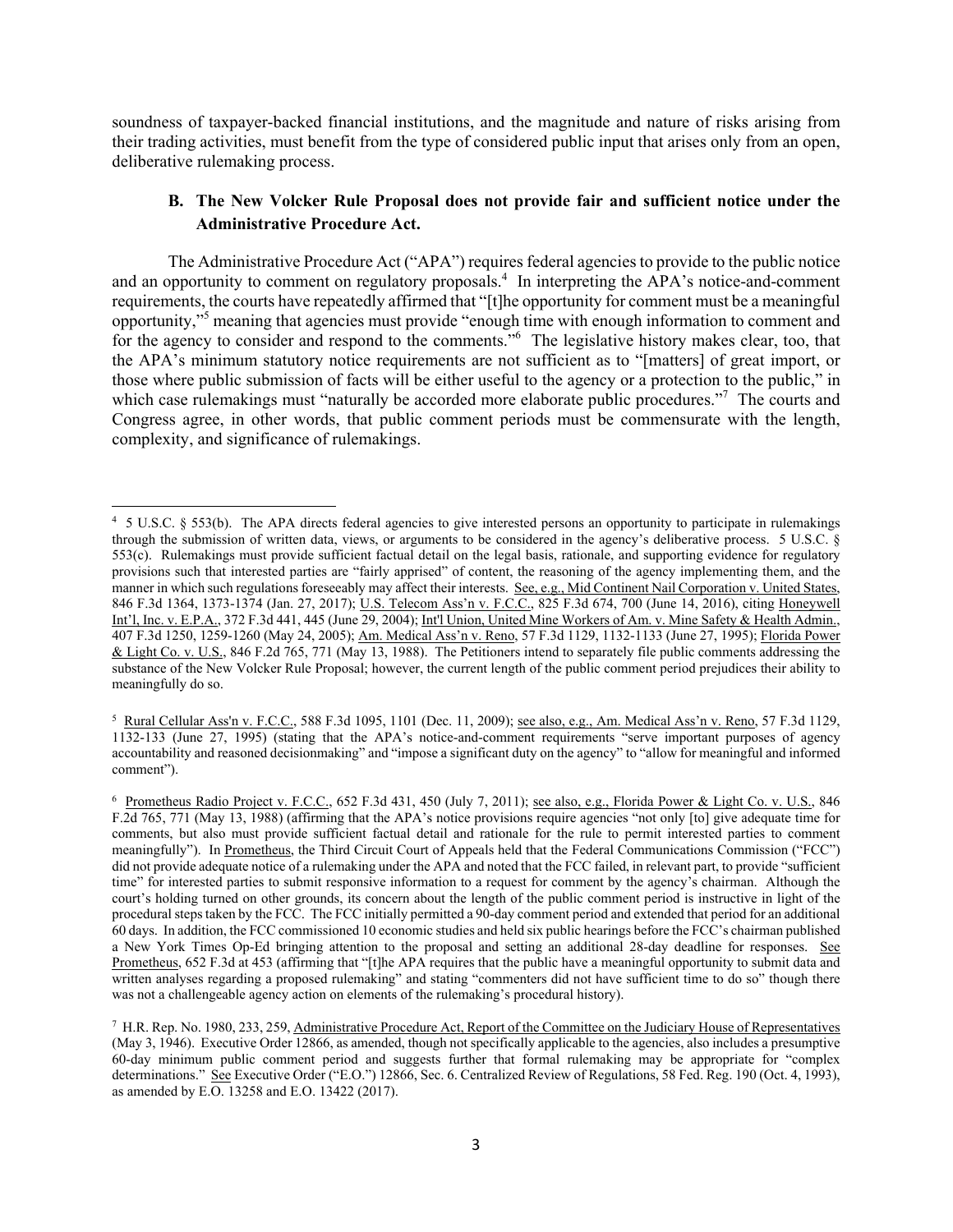soundness of taxpayer-backed financial institutions, and the magnitude and nature of risks arising from their trading activities, must benefit from the type of considered public input that arises only from an open, deliberative rulemaking process.

### B. The New Volcker Rule Proposal does not provide fair and sufficient notice under the Administrative Procedure Act.

The Administrative Procedure Act ("APA") requires federal agencies to provide to the public notice and an opportunity to comment on regulatory proposals.[4] In interpreting the APA's notice-and-comment requirements, the courts have repeatedly affirmed that "[t]he opportunity for comment must be a meaningful opportunity,"[5] meaning that agencies must provide "enough time with enough information to comment and for the agency to consider and respond to the comments."[6] The legislative history makes clear, too, that the APA's minimum statutory notice requirements are not sufficient as to "[matters] of great import, or those where public submission of facts will be either useful to the agency or a protection to the public," in which case rulemakings must "naturally be accorded more elaborate public procedures."[7] The courts and Congress agree, in other words, that public comment periods must be commensurate with the length, complexity, and significance of rulemakings.

---

[4] 5 U.S.C. § 553(b). The APA directs federal agencies to give interested persons an opportunity to participate in rulemakings through the submission of written data, views, or arguments to be considered in the agency's deliberative process. 5 U.S.C. § 553(c). Rulemakings must provide sufficient factual detail on the legal basis, rationale, and supporting evidence for regulatory provisions such that interested parties are "fairly apprised" of content, the reasoning of the agency implementing them, and the manner in which such regulations foreseeably may affect their interests. See, e.g., Mid Continent Nail Corporation v. United States, 846 F.3d 1364, 1373-1374 (Jan. 27, 2017); U.S. Telecom Ass'n v. F.C.C., 825 F.3d 674, 700 (June 14, 2016), citing Honeywell Int'l, Inc. v. E.P.A., 372 F.3d 441, 445 (June 29, 2004); Int'l Union, United Mine Workers of Am. v. Mine Safety & Health Admin., 407 F.3d 1250, 1259-1260 (May 24, 2005); Am. Medical Ass'n v. Reno, 57 F.3d 1129, 1132-1133 (June 27, 1995); Florida Power & Light Co. v. U.S., 846 F.2d 765, 771 (May 13, 1988). The Petitioners intend to separately file public comments addressing the substance of the New Volcker Rule Proposal; however, the current length of the public comment period prejudices their ability to meaningfully do so.

[5] Rural Cellular Ass'n v. F.C.C., 588 F.3d 1095, 1101 (Dec. 11, 2009); see also, e.g., Am. Medical Ass'n v. Reno, 57 F.3d 1129, 1132-133 (June 27, 1995) (stating that the APA's notice-and-comment requirements "serve important purposes of agency accountability and reasoned decisionmaking" and "impose a significant duty on the agency" to "allow for meaningful and informed comment").

[6] Prometheus Radio Project v. F.C.C., 652 F.3d 431, 450 (July 7, 2011); see also, e.g., Florida Power & Light Co. v. U.S., 846 F.2d 765, 771 (May 13, 1988) (affirming that the APA's notice provisions require agencies "not only [to] give adequate time for comments, but also must provide sufficient factual detail and rationale for the rule to permit interested parties to comment meaningfully"). In Prometheus, the Third Circuit Court of Appeals held that the Federal Communications Commission ("FCC") did not provide adequate notice of a rulemaking under the APA and noted that the FCC failed, in relevant part, to provide "sufficient time" for interested parties to submit responsive information to a request for comment by the agency's chairman. Although the court's holding turned on other grounds, its concern about the length of the public comment period is instructive in light of the procedural steps taken by the FCC. The FCC initially permitted a 90-day comment period and extended that period for an additional 60 days. In addition, the FCC commissioned 10 economic studies and held six public hearings before the FCC's chairman published a New York Times Op-Ed bringing attention to the proposal and setting an additional 28-day deadline for responses. See Prometheus, 652 F.3d at 453 (affirming that "[t]he APA requires that the public have a meaningful opportunity to submit data and written analyses regarding a proposed rulemaking" and stating "commenters did not have sufficient time to do so" though there was not a challengeable agency action on elements of the rulemaking's procedural history).

[7] H.R. Rep. No. 1980, 233, 259, Administrative Procedure Act, Report of the Committee on the Judiciary House of Representatives (May 3, 1946). Executive Order 12866, as amended, though not specifically applicable to the agencies, also includes a presumptive 60-day minimum public comment period and suggests further that formal rulemaking may be appropriate for "complex determinations." See Executive Order ("E.O.") 12866, Sec. 6. Centralized Review of Regulations, 58 Fed. Reg. 190 (Oct. 4, 1993), as amended by E.O. 13258 and E.O. 13422 (2017).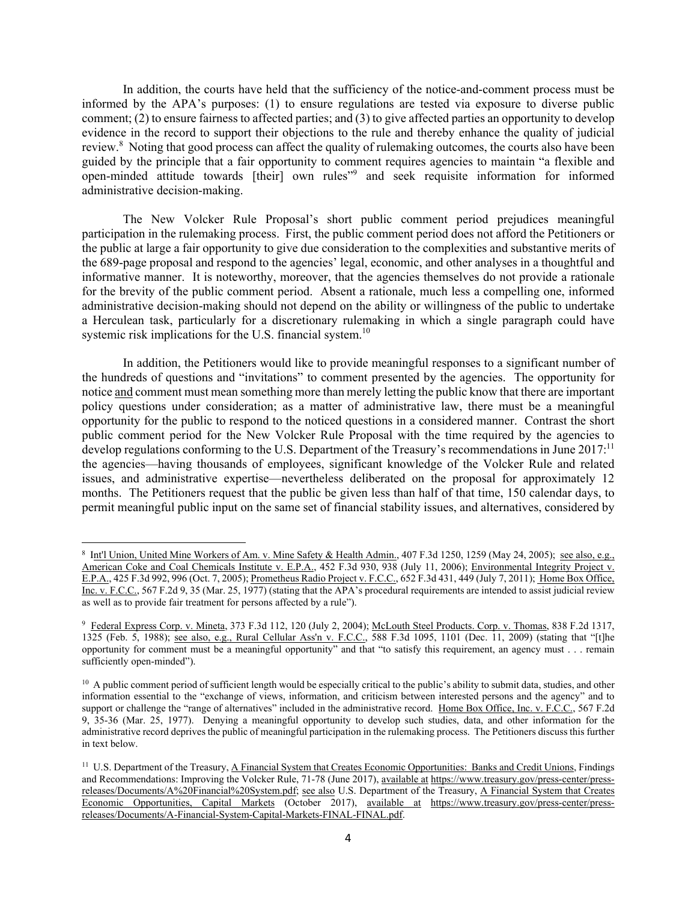In addition, the courts have held that the sufficiency of the notice-and-comment process must be informed by the APA's purposes: (1) to ensure regulations are tested via exposure to diverse public comment; (2) to ensure fairness to affected parties; and (3) to give affected parties an opportunity to develop evidence in the record to support their objections to the rule and thereby enhance the quality of judicial review.[8] Noting that good process can affect the quality of rulemaking outcomes, the courts also have been guided by the principle that a fair opportunity to comment requires agencies to maintain "a flexible and open-minded attitude towards [their] own rules"[9] and seek requisite information for informed administrative decision-making.

The New Volcker Rule Proposal's short public comment period prejudices meaningful participation in the rulemaking process. First, the public comment period does not afford the Petitioners or the public at large a fair opportunity to give due consideration to the complexities and substantive merits of the 689-page proposal and respond to the agencies' legal, economic, and other analyses in a thoughtful and informative manner. It is noteworthy, moreover, that the agencies themselves do not provide a rationale for the brevity of the public comment period. Absent a rationale, much less a compelling one, informed administrative decision-making should not depend on the ability or willingness of the public to undertake a Herculean task, particularly for a discretionary rulemaking in which a single paragraph could have systemic risk implications for the U.S. financial system.[10]

In addition, the Petitioners would like to provide meaningful responses to a significant number of the hundreds of questions and "invitations" to comment presented by the agencies. The opportunity for notice <u>and</u> comment must mean something more than merely letting the public know that there are important policy questions under consideration; as a matter of administrative law, there must be a meaningful opportunity for the public to respond to the noticed questions in a considered manner. Contrast the short public comment period for the New Volcker Rule Proposal with the time required by the agencies to develop regulations conforming to the U.S. Department of the Treasury's recommendations in June 2017:[11] the agencies—having thousands of employees, significant knowledge of the Volcker Rule and related issues, and administrative expertise—nevertheless deliberated on the proposal for approximately 12 months. The Petitioners request that the public be given less than half of that time, 150 calendar days, to permit meaningful public input on the same set of financial stability issues, and alternatives, considered by

---

[8] <u>Int'l Union, United Mine Workers of Am. v. Mine Safety & Health Admin.</u>, 407 F.3d 1250, 1259 (May 24, 2005); <u>see also, e.g.,</u> <u>American Coke and Coal Chemicals Institute v. E.P.A.</u>, 452 F.3d 930, 938 (July 11, 2006); <u>Environmental Integrity Project v. E.P.A.</u>, 425 F.3d 992, 996 (Oct. 7, 2005); <u>Prometheus Radio Project v. F.C.C.</u>, 652 F.3d 431, 449 (July 7, 2011); <u>Home Box Office, Inc. v. F.C.C.</u>, 567 F.2d 9, 35 (Mar. 25, 1977) (stating that the APA's procedural requirements are intended to assist judicial review as well as to provide fair treatment for persons affected by a rule").

[9] <u>Federal Express Corp. v. Mineta</u>, 373 F.3d 112, 120 (July 2, 2004); <u>McLouth Steel Products. Corp. v. Thomas</u>, 838 F.2d 1317, 1325 (Feb. 5, 1988); <u>see also, e.g., Rural Cellular Ass'n v. F.C.C.</u>, 588 F.3d 1095, 1101 (Dec. 11, 2009) (stating that "[t]he opportunity for comment must be a meaningful opportunity" and that "to satisfy this requirement, an agency must . . . remain sufficiently open-minded").

[10] A public comment period of sufficient length would be especially critical to the public's ability to submit data, studies, and other information essential to the "exchange of views, information, and criticism between interested persons and the agency" and to support or challenge the "range of alternatives" included in the administrative record. <u>Home Box Office, Inc. v. F.C.C.</u>, 567 F.2d 9, 35-36 (Mar. 25, 1977). Denying a meaningful opportunity to develop such studies, data, and other information for the administrative record deprives the public of meaningful participation in the rulemaking process. The Petitioners discuss this further in text below.

[11] U.S. Department of the Treasury, <u>A Financial System that Creates Economic Opportunities: Banks and Credit Unions</u>, Findings and Recommendations: Improving the Volcker Rule, 71-78 (June 2017), <u>available at</u> https://www.treasury.gov/press-center/press-releases/Documents/A%20Financial%20System.pdf; <u>see also</u> U.S. Department of the Treasury, <u>A Financial System that Creates Economic Opportunities, Capital Markets</u> (October 2017), <u>available at</u> https://www.treasury.gov/press-center/press-releases/Documents/A-Financial-System-Capital-Markets-FINAL-FINAL.pdf.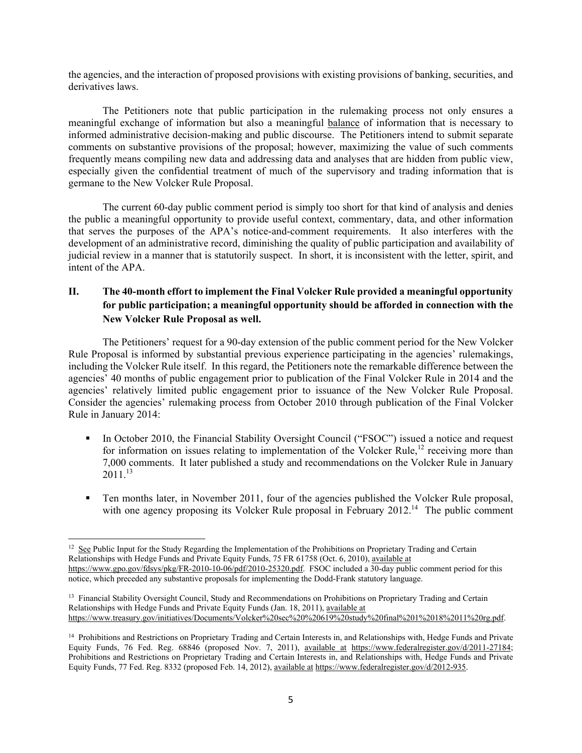the agencies, and the interaction of proposed provisions with existing provisions of banking, securities, and derivatives laws.

The Petitioners note that public participation in the rulemaking process not only ensures a meaningful exchange of information but also a meaningful balance of information that is necessary to informed administrative decision-making and public discourse. The Petitioners intend to submit separate comments on substantive provisions of the proposal; however, maximizing the value of such comments frequently means compiling new data and addressing data and analyses that are hidden from public view, especially given the confidential treatment of much of the supervisory and trading information that is germane to the New Volcker Rule Proposal.

The current 60-day public comment period is simply too short for that kind of analysis and denies the public a meaningful opportunity to provide useful context, commentary, data, and other information that serves the purposes of the APA's notice-and-comment requirements. It also interferes with the development of an administrative record, diminishing the quality of public participation and availability of judicial review in a manner that is statutorily suspect. In short, it is inconsistent with the letter, spirit, and intent of the APA.

## II. The 40-month effort to implement the Final Volcker Rule provided a meaningful opportunity for public participation; a meaningful opportunity should be afforded in connection with the New Volcker Rule Proposal as well.

The Petitioners' request for a 90-day extension of the public comment period for the New Volcker Rule Proposal is informed by substantial previous experience participating in the agencies' rulemakings, including the Volcker Rule itself. In this regard, the Petitioners note the remarkable difference between the agencies' 40 months of public engagement prior to publication of the Final Volcker Rule in 2014 and the agencies' relatively limited public engagement prior to issuance of the New Volcker Rule Proposal. Consider the agencies' rulemaking process from October 2010 through publication of the Final Volcker Rule in January 2014:

- In October 2010, the Financial Stability Oversight Council ("FSOC") issued a notice and request for information on issues relating to implementation of the Volcker Rule,[12] receiving more than 7,000 comments. It later published a study and recommendations on the Volcker Rule in January 2011.[13]
- Ten months later, in November 2011, four of the agencies published the Volcker Rule proposal, with one agency proposing its Volcker Rule proposal in February 2012.[14] The public comment

---

[12] See Public Input for the Study Regarding the Implementation of the Prohibitions on Proprietary Trading and Certain Relationships with Hedge Funds and Private Equity Funds, 75 FR 61758 (Oct. 6, 2010), available at https://www.gpo.gov/fdsys/pkg/FR-2010-10-06/pdf/2010-25320.pdf. FSOC included a 30-day public comment period for this notice, which preceded any substantive proposals for implementing the Dodd-Frank statutory language.

[13] Financial Stability Oversight Council, Study and Recommendations on Prohibitions on Proprietary Trading and Certain Relationships with Hedge Funds and Private Equity Funds (Jan. 18, 2011), available at https://www.treasury.gov/initiatives/Documents/Volcker%20sec%20%20619%20study%20final%201%2018%2011%20rg.pdf.

[14] Prohibitions and Restrictions on Proprietary Trading and Certain Interests in, and Relationships with, Hedge Funds and Private Equity Funds, 76 Fed. Reg. 68846 (proposed Nov. 7, 2011), available at https://www.federalregister.gov/d/2011-27184; Prohibitions and Restrictions on Proprietary Trading and Certain Interests in, and Relationships with, Hedge Funds and Private Equity Funds, 77 Fed. Reg. 8332 (proposed Feb. 14, 2012), available at https://www.federalregister.gov/d/2012-935.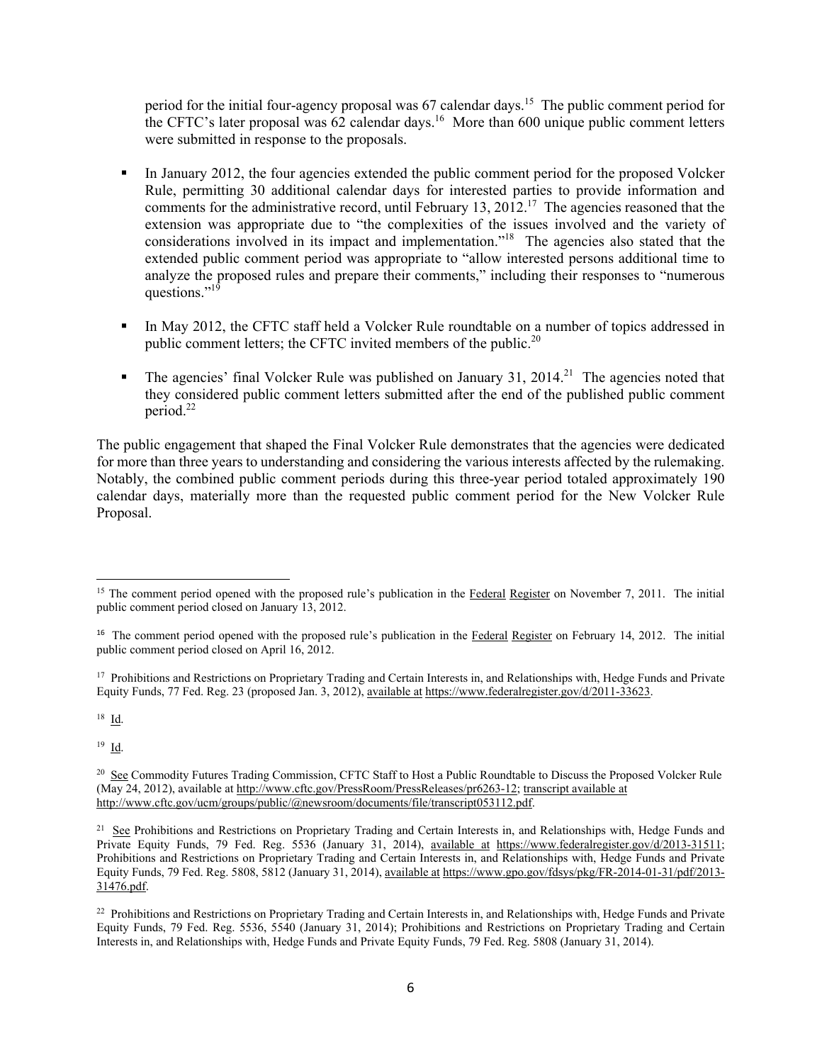period for the initial four-agency proposal was 67 calendar days.[15] The public comment period for the CFTC's later proposal was 62 calendar days.[16] More than 600 unique public comment letters were submitted in response to the proposals.

- In January 2012, the four agencies extended the public comment period for the proposed Volcker Rule, permitting 30 additional calendar days for interested parties to provide information and comments for the administrative record, until February 13, 2012.[17] The agencies reasoned that the extension was appropriate due to "the complexities of the issues involved and the variety of considerations involved in its impact and implementation."[18] The agencies also stated that the extended public comment period was appropriate to "allow interested persons additional time to analyze the proposed rules and prepare their comments," including their responses to "numerous questions."[19]

- In May 2012, the CFTC staff held a Volcker Rule roundtable on a number of topics addressed in public comment letters; the CFTC invited members of the public.[20]

- The agencies' final Volcker Rule was published on January 31, 2014.[21] The agencies noted that they considered public comment letters submitted after the end of the published public comment period.[22]

The public engagement that shaped the Final Volcker Rule demonstrates that the agencies were dedicated for more than three years to understanding and considering the various interests affected by the rulemaking. Notably, the combined public comment periods during this three-year period totaled approximately 190 calendar days, materially more than the requested public comment period for the New Volcker Rule Proposal.

---

[15] The comment period opened with the proposed rule's publication in the Federal Register on November 7, 2011. The initial public comment period closed on January 13, 2012.

[16] The comment period opened with the proposed rule's publication in the Federal Register on February 14, 2012. The initial public comment period closed on April 16, 2012.

[17] Prohibitions and Restrictions on Proprietary Trading and Certain Interests in, and Relationships with, Hedge Funds and Private Equity Funds, 77 Fed. Reg. 23 (proposed Jan. 3, 2012), available at https://www.federalregister.gov/d/2011-33623.

[18] Id.

[19] Id.

[20] See Commodity Futures Trading Commission, CFTC Staff to Host a Public Roundtable to Discuss the Proposed Volcker Rule (May 24, 2012), available at http://www.cftc.gov/PressRoom/PressReleases/pr6263-12; transcript available at http://www.cftc.gov/ucm/groups/public/@newsroom/documents/file/transcript053112.pdf.

[21] See Prohibitions and Restrictions on Proprietary Trading and Certain Interests in, and Relationships with, Hedge Funds and Private Equity Funds, 79 Fed. Reg. 5536 (January 31, 2014), available at https://www.federalregister.gov/d/2013-31511; Prohibitions and Restrictions on Proprietary Trading and Certain Interests in, and Relationships with, Hedge Funds and Private Equity Funds, 79 Fed. Reg. 5808, 5812 (January 31, 2014), available at https://www.gpo.gov/fdsys/pkg/FR-2014-01-31/pdf/2013-31476.pdf.

[22] Prohibitions and Restrictions on Proprietary Trading and Certain Interests in, and Relationships with, Hedge Funds and Private Equity Funds, 79 Fed. Reg. 5536, 5540 (January 31, 2014); Prohibitions and Restrictions on Proprietary Trading and Certain Interests in, and Relationships with, Hedge Funds and Private Equity Funds, 79 Fed. Reg. 5808 (January 31, 2014).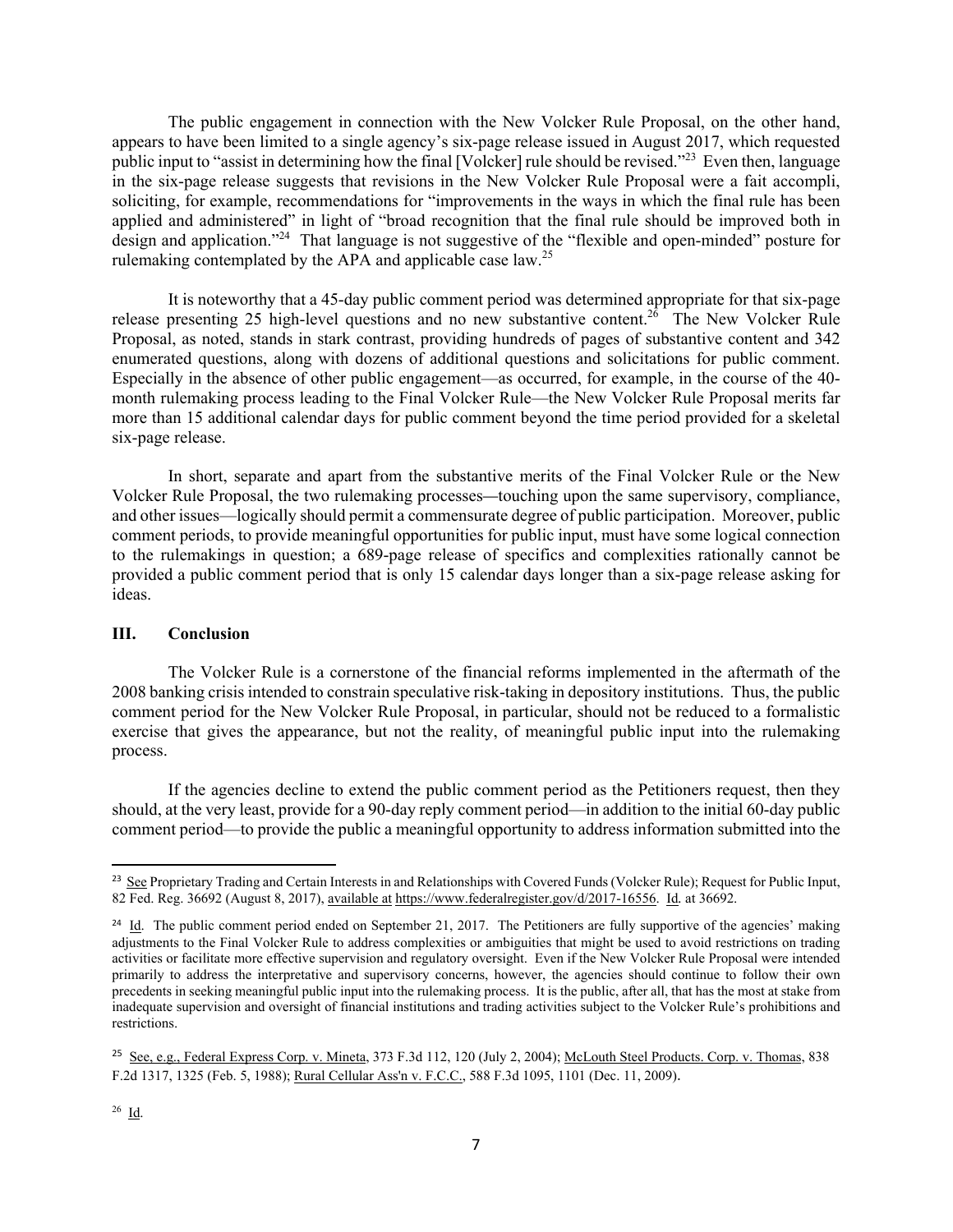The public engagement in connection with the New Volcker Rule Proposal, on the other hand, appears to have been limited to a single agency's six-page release issued in August 2017, which requested public input to "assist in determining how the final [Volcker] rule should be revised."[23] Even then, language in the six-page release suggests that revisions in the New Volcker Rule Proposal were a fait accompli, soliciting, for example, recommendations for "improvements in the ways in which the final rule has been applied and administered" in light of "broad recognition that the final rule should be improved both in design and application."[24] That language is not suggestive of the "flexible and open-minded" posture for rulemaking contemplated by the APA and applicable case law.[25]

It is noteworthy that a 45-day public comment period was determined appropriate for that six-page release presenting 25 high-level questions and no new substantive content.[26] The New Volcker Rule Proposal, as noted, stands in stark contrast, providing hundreds of pages of substantive content and 342 enumerated questions, along with dozens of additional questions and solicitations for public comment. Especially in the absence of other public engagement—as occurred, for example, in the course of the 40-month rulemaking process leading to the Final Volcker Rule—the New Volcker Rule Proposal merits far more than 15 additional calendar days for public comment beyond the time period provided for a skeletal six-page release.

In short, separate and apart from the substantive merits of the Final Volcker Rule or the New Volcker Rule Proposal, the two rulemaking processes—touching upon the same supervisory, compliance, and other issues—logically should permit a commensurate degree of public participation. Moreover, public comment periods, to provide meaningful opportunities for public input, must have some logical connection to the rulemakings in question; a 689-page release of specifics and complexities rationally cannot be provided a public comment period that is only 15 calendar days longer than a six-page release asking for ideas.

## III. Conclusion

The Volcker Rule is a cornerstone of the financial reforms implemented in the aftermath of the 2008 banking crisis intended to constrain speculative risk-taking in depository institutions. Thus, the public comment period for the New Volcker Rule Proposal, in particular, should not be reduced to a formalistic exercise that gives the appearance, but not the reality, of meaningful public input into the rulemaking process.

If the agencies decline to extend the public comment period as the Petitioners request, then they should, at the very least, provide for a 90-day reply comment period—in addition to the initial 60-day public comment period—to provide the public a meaningful opportunity to address information submitted into the

---

[23] See Proprietary Trading and Certain Interests in and Relationships with Covered Funds (Volcker Rule); Request for Public Input, 82 Fed. Reg. 36692 (August 8, 2017), available at https://www.federalregister.gov/d/2017-16556. Id. at 36692.

[24] Id. The public comment period ended on September 21, 2017. The Petitioners are fully supportive of the agencies' making adjustments to the Final Volcker Rule to address complexities or ambiguities that might be used to avoid restrictions on trading activities or facilitate more effective supervision and regulatory oversight. Even if the New Volcker Rule Proposal were intended primarily to address the interpretative and supervisory concerns, however, the agencies should continue to follow their own precedents in seeking meaningful public input into the rulemaking process. It is the public, after all, that has the most at stake from inadequate supervision and oversight of financial institutions and trading activities subject to the Volcker Rule's prohibitions and restrictions.

[25] See, e.g., Federal Express Corp. v. Mineta, 373 F.3d 112, 120 (July 2, 2004); McLouth Steel Products. Corp. v. Thomas, 838 F.2d 1317, 1325 (Feb. 5, 1988); Rural Cellular Ass'n v. F.C.C., 588 F.3d 1095, 1101 (Dec. 11, 2009).

[26] Id.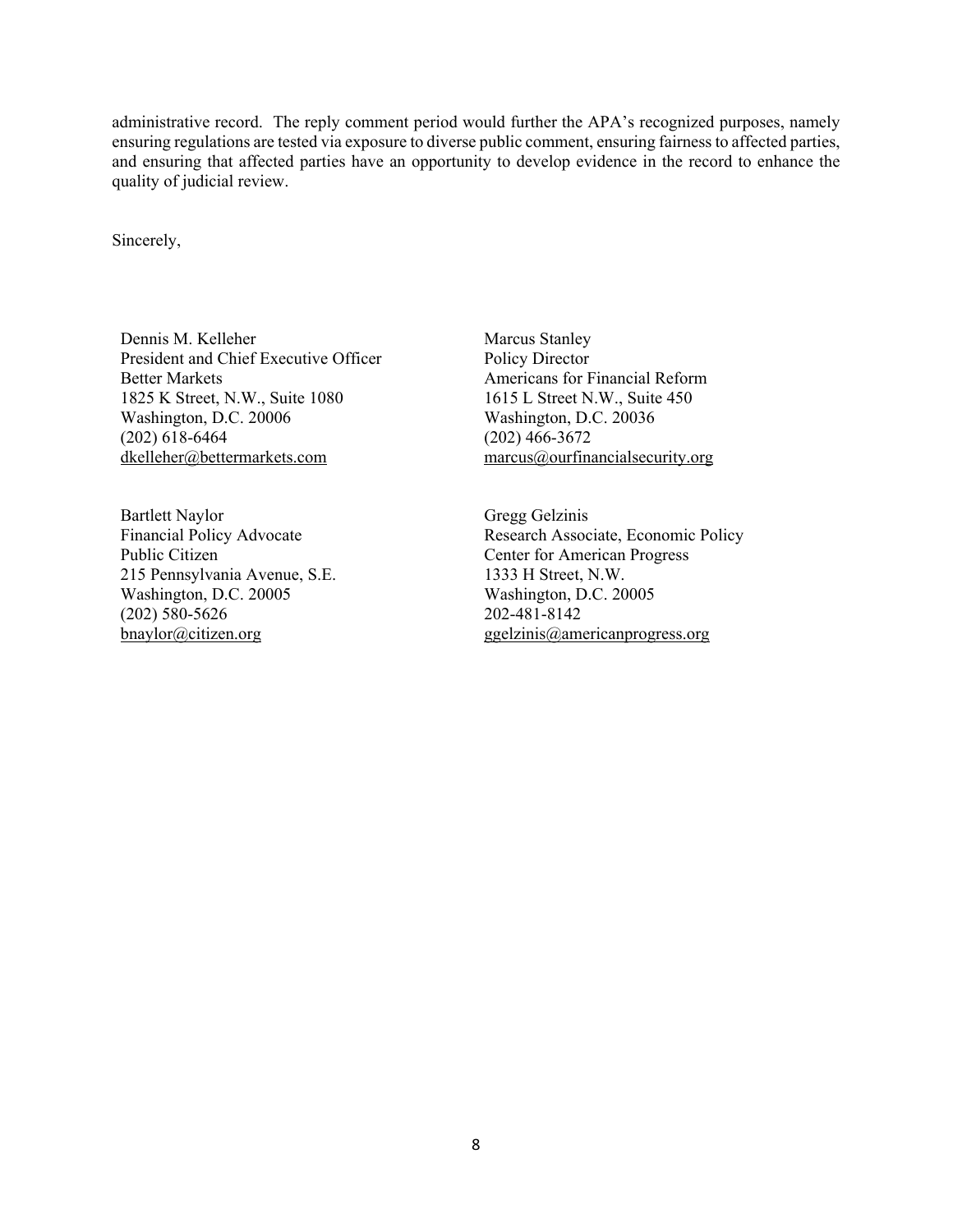administrative record. The reply comment period would further the APA's recognized purposes, namely ensuring regulations are tested via exposure to diverse public comment, ensuring fairness to affected parties, and ensuring that affected parties have an opportunity to develop evidence in the record to enhance the quality of judicial review.

Sincerely,

Dennis M. Kelleher  
President and Chief Executive Officer  
Better Markets  
1825 K Street, N.W., Suite 1080  
Washington, D.C. 20006  
(202) 618-6464  
dkelleher@bettermarkets.com

Marcus Stanley  
Policy Director  
Americans for Financial Reform  
1615 L Street N.W., Suite 450  
Washington, D.C. 20036  
(202) 466-3672  
marcus@ourfinancialsecurity.org

Bartlett Naylor  
Financial Policy Advocate  
Public Citizen  
215 Pennsylvania Avenue, S.E.  
Washington, D.C. 20005  
(202) 580-5626  
bnaylor@citizen.org

Gregg Gelzinis  
Research Associate, Economic Policy  
Center for American Progress  
1333 H Street, N.W.  
Washington, D.C. 20005  
202-481-8142  
ggelzinis@americanprogress.org